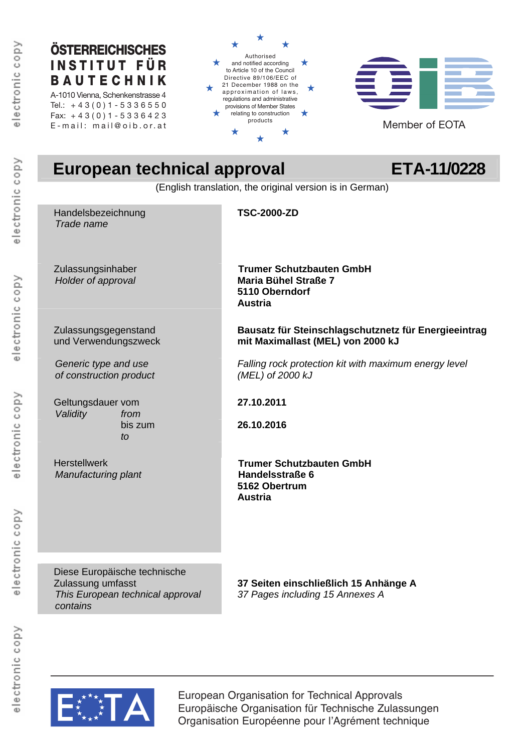**ÖSTERREICHISCHES INSTITUT FÜR BAUTECHNIK**

A-1010 Vienna, Schenkenstrasse 4
Tel.: +43(0)1-5336550
Fax: +43(0)1-5336423
E-mail: mail@oib.or.at

Authorised and notified according to Article 10 of the Council Directive 89/106/EEC of 21 December 1988 on the approximation of laws, regulations and administrative provisions of Member States relating to construction products

Member of EOTA

# European technical approval ETA-11/0228

(English translation, the original version is in German)

| | |
|---|---|
| Handelsbezeichnung<br>*Trade name* | **TSC-2000-ZD** |
| Zulassungsinhaber<br>*Holder of approval* | **Trumer Schutzbauten GmbH**<br>**Maria Bühel Straße 7**<br>**5110 Oberndorf**<br>**Austria** |
| Zulassungsgegenstand und Verwendungszweck | **Bausatz für Steinschlagschutznetz für Energieeintrag mit Maximallast (MEL) von 2000 kJ** |
| *Generic type and use of construction product* | *Falling rock protection kit with maximum energy level (MEL) of 2000 kJ* |
| Geltungsdauer vom<br>*Validity from* | **27.10.2011** |
| bis zum<br>*to* | **26.10.2016** |
| Herstellwerk<br>*Manufacturing plant* | **Trumer Schutzbauten GmbH**<br>**Handelsstraße 6**<br>**5162 Obertrum**<br>**Austria** |
| Diese Europäische technische Zulassung umfasst<br>*This European technical approval contains* | **37 Seiten einschließlich 15 Anhänge A**<br>*37 Pages including 15 Annexes A* |

European Organisation for Technical Approvals
Europäische Organisation für Technische Zulassungen
Organisation Européenne pour l'Agrément technique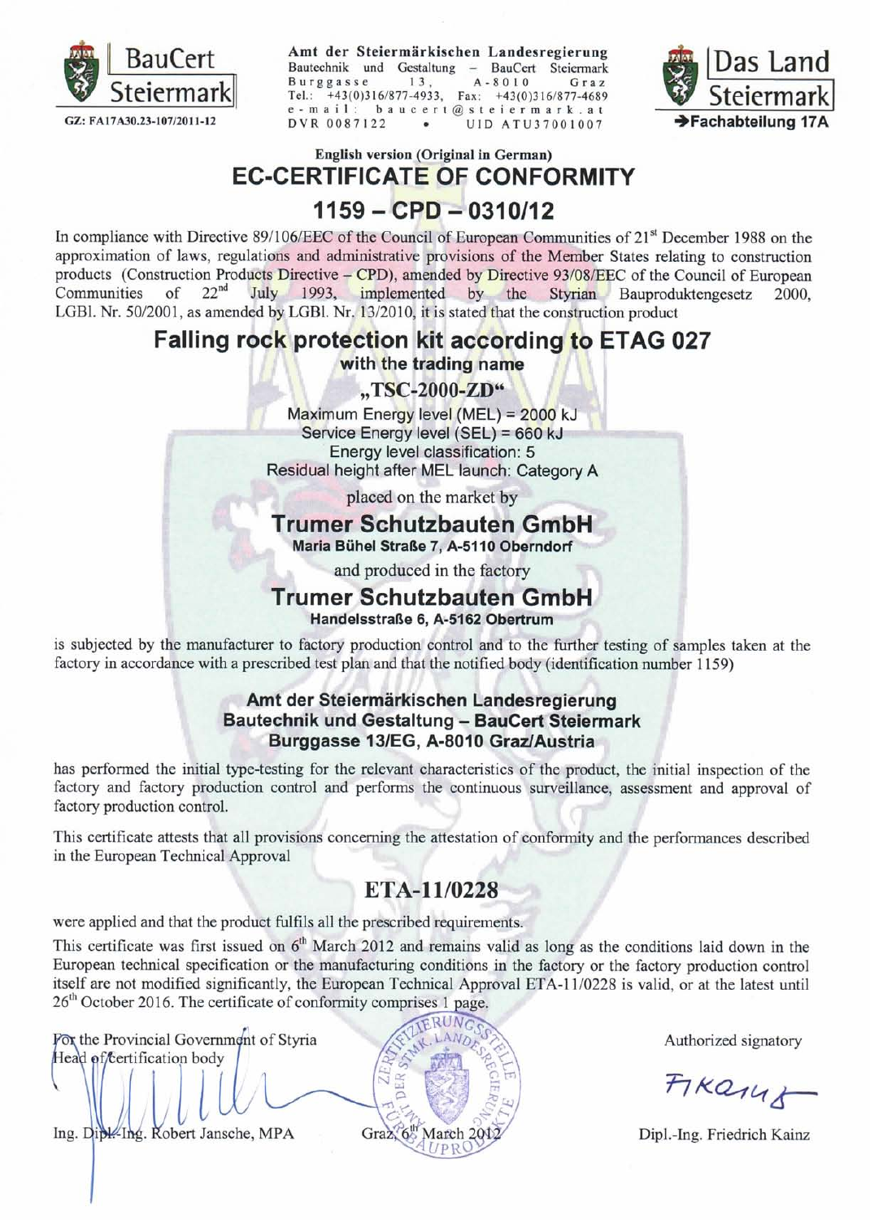BauCert Steiermark

GZ: FA17A30.23-107/2011-12

**Amt der Steiermärkischen Landesregierung**
Bautechnik und Gestaltung – BauCert Steiermark
Burggasse 13, A-8010 Graz
Tel.: +43(0)316/877-4933, Fax: +43(0)316/877-4689
e-mail: baucert@steiermark.at
DVR 0087122 • UID ATU37001007

Das Land Steiermark
→Fachabteilung 17A

**English version (Original in German)**

# EC-CERTIFICATE OF CONFORMITY

# 1159 – CPD – 0310/12

In compliance with Directive 89/106/EEC of the Council of European Communities of 21st December 1988 on the approximation of laws, regulations and administrative provisions of the Member States relating to construction products (Construction Products Directive – CPD), amended by Directive 93/08/EEC of the Council of European Communities of 22nd July 1993, implemented by the Styrian Bauproduktengesetz 2000, LGBl. Nr. 50/2001, as amended by LGBl. Nr. 13/2010, it is stated that the construction product

## Falling rock protection kit according to ETAG 027

**with the trading name**

**„TSC-2000-ZD"**

Maximum Energy level (MEL) = 2000 kJ
Service Energy level (SEL) = 660 kJ
Energy level classification: 5
Residual height after MEL launch: Category A

placed on the market by

## Trumer Schutzbauten GmbH

**Maria Bühel Straße 7, A-5110 Oberndorf**

and produced in the factory

## Trumer Schutzbauten GmbH

**Handelsstraße 6, A-5162 Obertrum**

is subjected by the manufacturer to factory production control and to the further testing of samples taken at the factory in accordance with a prescribed test plan and that the notified body (identification number 1159)

**Amt der Steiermärkischen Landesregierung**
**Bautechnik und Gestaltung – BauCert Steiermark**
**Burggasse 13/EG, A-8010 Graz/Austria**

has performed the initial type-testing for the relevant characteristics of the product, the initial inspection of the factory and factory production control and performs the continuous surveillance, assessment and approval of factory production control.

This certificate attests that all provisions concerning the attestation of conformity and the performances described in the European Technical Approval

## ETA-11/0228

were applied and that the product fulfils all the prescribed requirements.

This certificate was first issued on 6th March 2012 and remains valid as long as the conditions laid down in the European technical specification or the manufacturing conditions in the factory or the factory production control itself are not modified significantly, the European Technical Approval ETA-11/0228 is valid, or at the latest until 26th October 2016. The certificate of conformity comprises 1 page.

For the Provincial Government of Styria
Head of certification body

Ing. Dipl.-Ing. Robert Jansche, MPA

Graz, 6th March 2012

Authorized signatory

Dipl.-Ing. Friedrich Kainz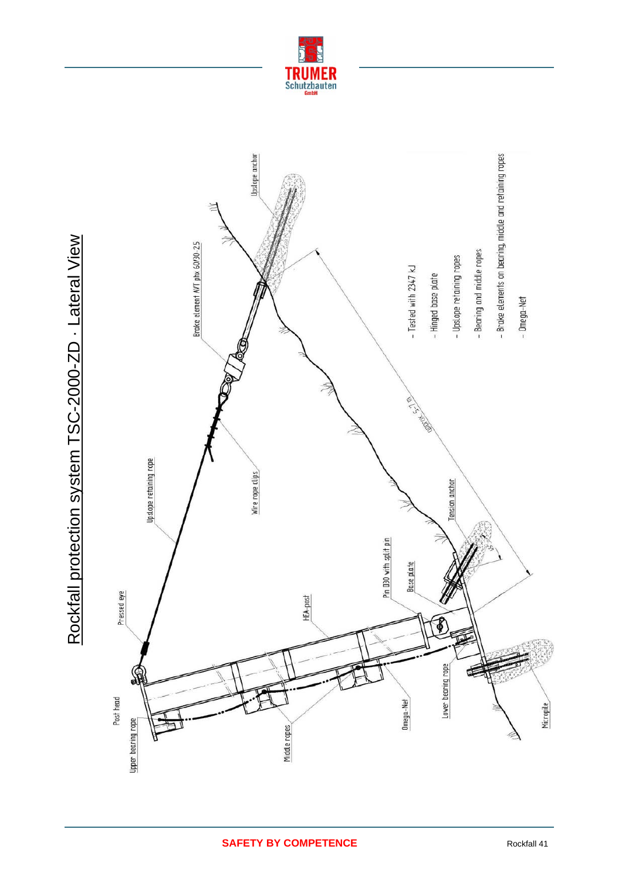# Rockfall protection system TSC-2000-ZD · Lateral View

Upslope anchor

Brake element AVT plx 60/30-25

Upslope retaining rope

Wire rope clips

Pressed eye

Post head

Upper bearing rope

HEA-post

Middle ropes

Pin D30 with split pin

Base plate

Omega-Net

Lower bearing rope

Tension anchor

Micropile

approx. 5-7 m

- Tested with 2347 kJ
- Hinged base plate
- Upslope retaining ropes
- Bearing and middle ropes
- Brake elements on bearing, middle and retaining ropes
- Omega-Net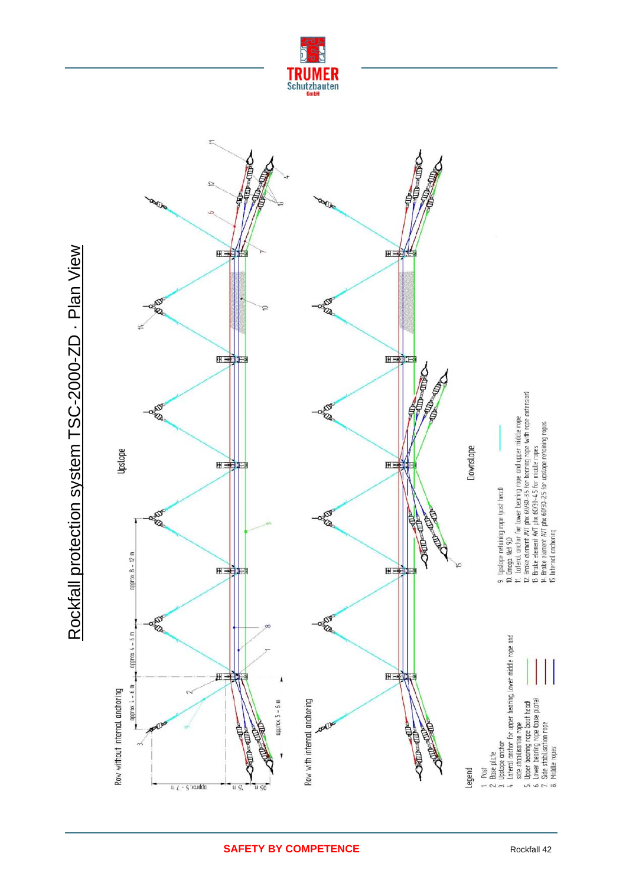# Rockfall protection system TSC-2000-ZD · Plan View

Upslope

Row without internal anchoring

approx. 4 – 6 m

approx. 4 – 6 m

approx. 8 – 12 m

approx. 5 – 7 m

1.5 m

0.5 m

approx. 5 – 6 m

Row with internal anchoring

Downslope

Legend

1. Post
2. Base plate
3. Upslope anchor
4. Lateral anchor for upper bearing, lower middle rope and side stabilisation rope
5. Upper bearing rope (post head)
6. Lower bearing rope (base plate)
7. Side stabilisation rope
8. Middle ropes
9. Upslope retaining rope (post head)
10. Omega-Net 9,0
11. Lateral anchor for lower bearing rope and upper middle rope
12. Brake element AVT phx 60/30-3.5 for bearing rope (with rope extension)
13. Brake element AVT phx 60/30-4.5 for middle ropes
14. Brake element AVT phx 60/30-2.5 for upslope retaining ropes
15. Internal anchoring

SAFETY BY COMPETENCE